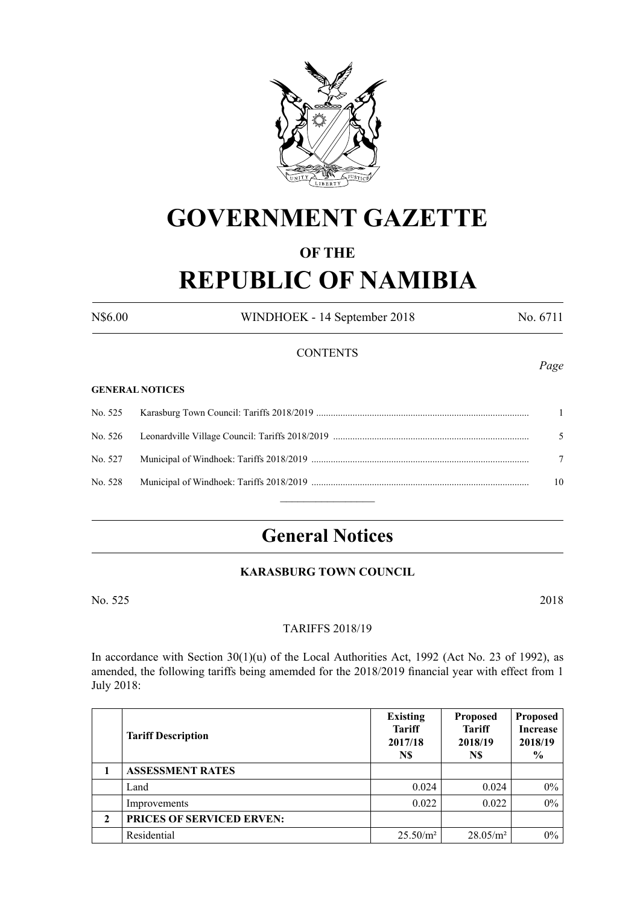# GOVERNMENT GAZETTE

## OF THE

# REPUBLIC OF NAMIBIA

N$6.00 WINDHOEK - 14 September 2018 No. 6711

CONTENTS

*Page*

**GENERAL NOTICES**

| | | |
|---|---|---|
| No. 525 | Karasburg Town Council: Tariffs 2018/2019 | 1 |
| No. 526 | Leonardville Village Council: Tariffs 2018/2019 | 5 |
| No. 527 | Municipal of Windhoek: Tariffs 2018/2019 | 7 |
| No. 528 | Municipal of Windhoek: Tariffs 2018/2019 | 10 |

# General Notices

### KARASBURG TOWN COUNCIL

No. 525 2018

TARIFFS 2018/19

In accordance with Section 30(1)(u) of the Local Authorities Act, 1992 (Act No. 23 of 1992), as amended, the following tariffs being amemded for the 2018/2019 financial year with effect from 1 July 2018:

| | Tariff Description | Existing Tariff 2017/18 N$ | Proposed Tariff 2018/19 N$ | Proposed Increase 2018/19 % |
|---|---|---|---|---|
| **1** | **ASSESSMENT RATES** | | | |
| | Land | 0.024 | 0.024 | 0% |
| | Improvements | 0.022 | 0.022 | 0% |
| **2** | **PRICES OF SERVICED ERVEN:** | | | |
| | Residential | 25.50/m² | 28.05/m² | 0% |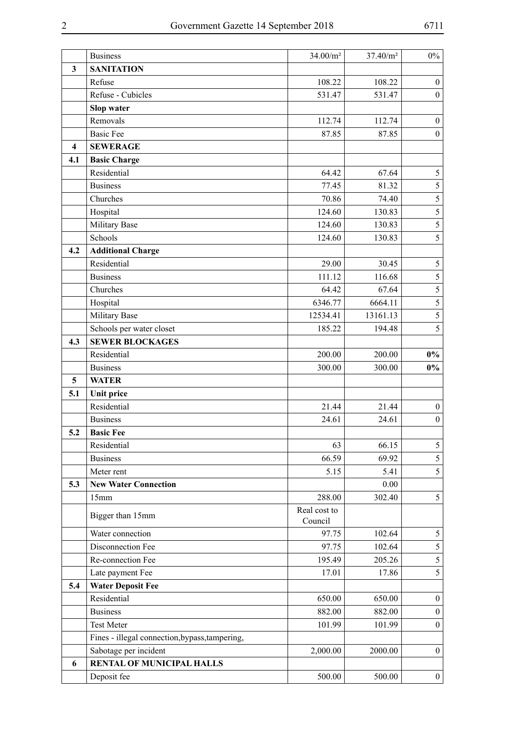|  | Business | 34.00/m² | 37.40/m² | 0% |
|---|---|---|---|---|
| **3** | **SANITATION** |  |  |  |
|  | Refuse | 108.22 | 108.22 | 0 |
|  | Refuse - Cubicles | 531.47 | 531.47 | 0 |
|  | **Slop water** |  |  |  |
|  | Removals | 112.74 | 112.74 | 0 |
|  | Basic Fee | 87.85 | 87.85 | 0 |
| **4** | **SEWERAGE** |  |  |  |
| **4.1** | **Basic Charge** |  |  |  |
|  | Residential | 64.42 | 67.64 | 5 |
|  | Business | 77.45 | 81.32 | 5 |
|  | Churches | 70.86 | 74.40 | 5 |
|  | Hospital | 124.60 | 130.83 | 5 |
|  | Military Base | 124.60 | 130.83 | 5 |
|  | Schools | 124.60 | 130.83 | 5 |
| **4.2** | **Additional Charge** |  |  |  |
|  | Residential | 29.00 | 30.45 | 5 |
|  | Business | 111.12 | 116.68 | 5 |
|  | Churches | 64.42 | 67.64 | 5 |
|  | Hospital | 6346.77 | 6664.11 | 5 |
|  | Military Base | 12534.41 | 13161.13 | 5 |
|  | Schools per water closet | 185.22 | 194.48 | 5 |
| **4.3** | **SEWER BLOCKAGES** |  |  |  |
|  | Residential | 200.00 | 200.00 | **0%** |
|  | Business | 300.00 | 300.00 | **0%** |
| **5** | **WATER** |  |  |  |
| **5.1** | **Unit price** |  |  |  |
|  | Residential | 21.44 | 21.44 | 0 |
|  | Business | 24.61 | 24.61 | 0 |
| **5.2** | **Basic Fee** |  |  |  |
|  | Residential | 63 | 66.15 | 5 |
|  | Business | 66.59 | 69.92 | 5 |
|  | Meter rent | 5.15 | 5.41 | 5 |
| **5.3** | **New Water Connection** |  | 0.00 |  |
|  | 15mm | 288.00 | 302.40 | 5 |
|  | Bigger than 15mm | Real cost to Council |  |  |
|  | Water connection | 97.75 | 102.64 | 5 |
|  | Disconnection Fee | 97.75 | 102.64 | 5 |
|  | Re-connection Fee | 195.49 | 205.26 | 5 |
|  | Late payment Fee | 17.01 | 17.86 | 5 |
| **5.4** | **Water Deposit Fee** |  |  |  |
|  | Residential | 650.00 | 650.00 | 0 |
|  | Business | 882.00 | 882.00 | 0 |
|  | Test Meter | 101.99 | 101.99 | 0 |
|  | Fines - illegal connection,bypass,tampering, |  |  |  |
|  | Sabotage per incident | 2,000.00 | 2000.00 | 0 |
| **6** | **RENTAL OF MUNICIPAL HALLS** |  |  |  |
|  | Deposit fee | 500.00 | 500.00 | 0 |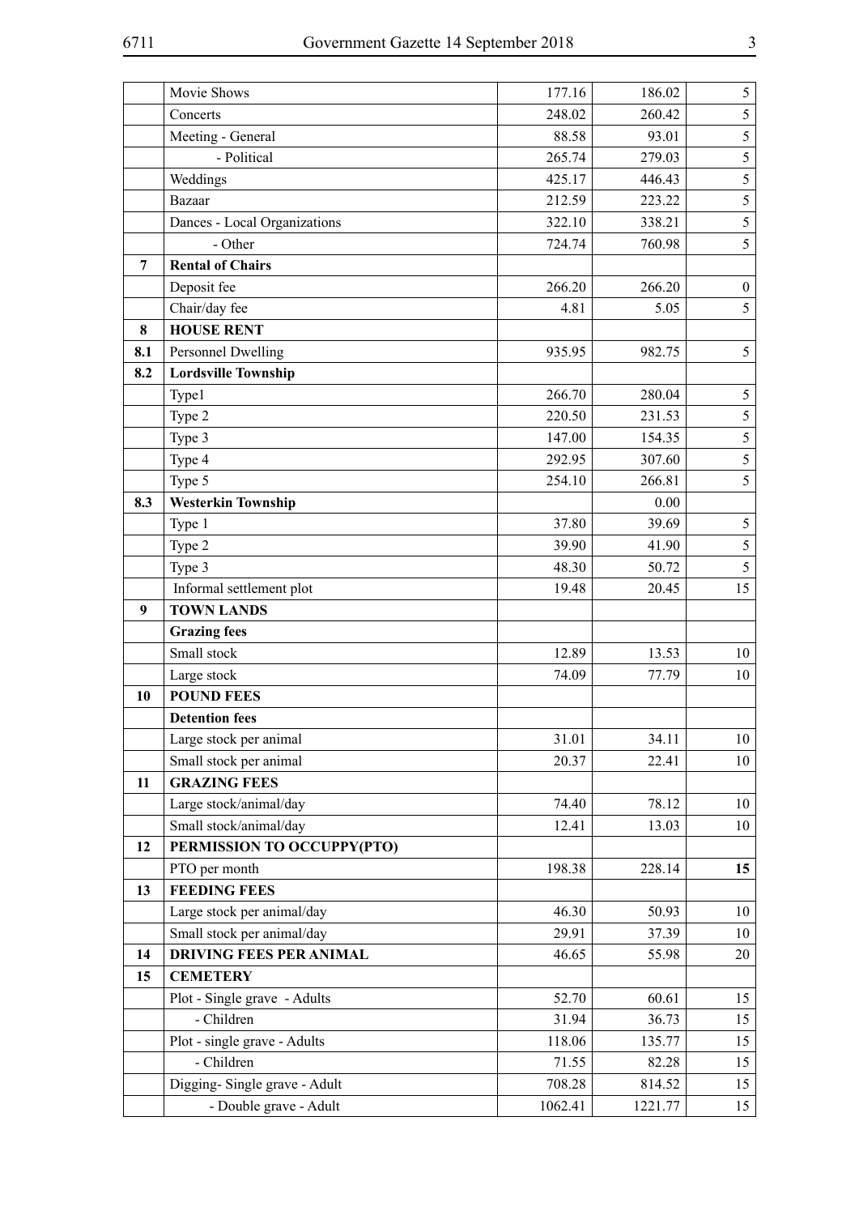|  |  |  |  |  |
|---|---|---|---|---|
|  | Movie Shows | 177.16 | 186.02 | 5 |
|  | Concerts | 248.02 | 260.42 | 5 |
|  | Meeting - General | 88.58 | 93.01 | 5 |
|  | - Political | 265.74 | 279.03 | 5 |
|  | Weddings | 425.17 | 446.43 | 5 |
|  | Bazaar | 212.59 | 223.22 | 5 |
|  | Dances - Local Organizations | 322.10 | 338.21 | 5 |
|  | - Other | 724.74 | 760.98 | 5 |
| **7** | **Rental of Chairs** |  |  |  |
|  | Deposit fee | 266.20 | 266.20 | 0 |
|  | Chair/day fee | 4.81 | 5.05 | 5 |
| **8** | **HOUSE RENT** |  |  |  |
| **8.1** | Personnel Dwelling | 935.95 | 982.75 | 5 |
| **8.2** | **Lordsville Township** |  |  |  |
|  | Type1 | 266.70 | 280.04 | 5 |
|  | Type 2 | 220.50 | 231.53 | 5 |
|  | Type 3 | 147.00 | 154.35 | 5 |
|  | Type 4 | 292.95 | 307.60 | 5 |
|  | Type 5 | 254.10 | 266.81 | 5 |
| **8.3** | **Westerkin Township** |  | 0.00 |  |
|  | Type 1 | 37.80 | 39.69 | 5 |
|  | Type 2 | 39.90 | 41.90 | 5 |
|  | Type 3 | 48.30 | 50.72 | 5 |
|  | Informal settlement plot | 19.48 | 20.45 | 15 |
| **9** | **TOWN LANDS** |  |  |  |
|  | **Grazing fees** |  |  |  |
|  | Small stock | 12.89 | 13.53 | 10 |
|  | Large stock | 74.09 | 77.79 | 10 |
| **10** | **POUND FEES** |  |  |  |
|  | **Detention fees** |  |  |  |
|  | Large stock per animal | 31.01 | 34.11 | 10 |
|  | Small stock per animal | 20.37 | 22.41 | 10 |
| **11** | **GRAZING FEES** |  |  |  |
|  | Large stock/animal/day | 74.40 | 78.12 | 10 |
|  | Small stock/animal/day | 12.41 | 13.03 | 10 |
| **12** | **PERMISSION TO OCCUPPY(PTO)** |  |  |  |
|  | PTO per month | 198.38 | 228.14 | **15** |
| **13** | **FEEDING FEES** |  |  |  |
|  | Large stock per animal/day | 46.30 | 50.93 | 10 |
|  | Small stock per animal/day | 29.91 | 37.39 | 10 |
| **14** | **DRIVING FEES PER ANIMAL** | 46.65 | 55.98 | 20 |
| **15** | **CEMETERY** |  |  |  |
|  | Plot - Single grave - Adults | 52.70 | 60.61 | 15 |
|  | - Children | 31.94 | 36.73 | 15 |
|  | Plot - single grave - Adults | 118.06 | 135.77 | 15 |
|  | - Children | 71.55 | 82.28 | 15 |
|  | Digging- Single grave - Adult | 708.28 | 814.52 | 15 |
|  | - Double grave - Adult | 1062.41 | 1221.77 | 15 |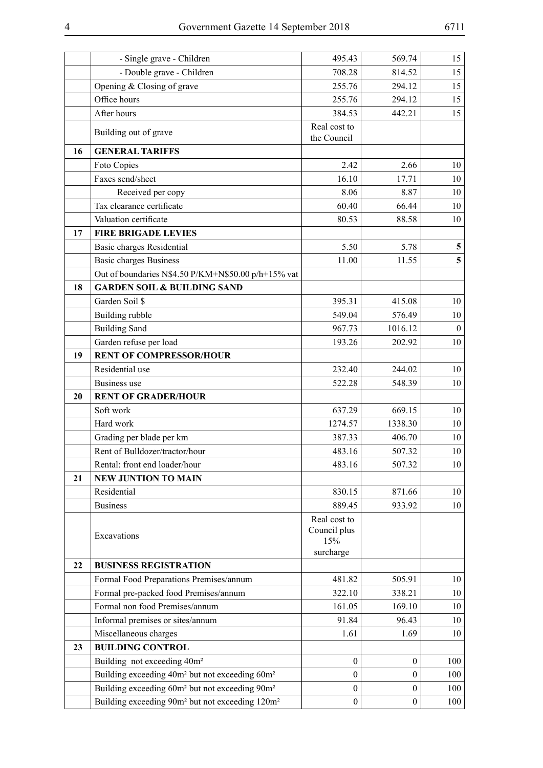| | | | | |
|---|---|---|---|---|
| | - Single grave - Children | 495.43 | 569.74 | 15 |
| | - Double grave - Children | 708.28 | 814.52 | 15 |
| | Opening & Closing of grave | 255.76 | 294.12 | 15 |
| | Office hours | 255.76 | 294.12 | 15 |
| | After hours | 384.53 | 442.21 | 15 |
| | Building out of grave | Real cost to the Council | | |
| **16** | **GENERAL TARIFFS** | | | |
| | Foto Copies | 2.42 | 2.66 | 10 |
| | Faxes send/sheet | 16.10 | 17.71 | 10 |
| | Received per copy | 8.06 | 8.87 | 10 |
| | Tax clearance certificate | 60.40 | 66.44 | 10 |
| | Valuation certificate | 80.53 | 88.58 | 10 |
| **17** | **FIRE BRIGADE LEVIES** | | | |
| | Basic charges Residential | 5.50 | 5.78 | **5** |
| | Basic charges Business | 11.00 | 11.55 | **5** |
| | Out of boundaries N$4.50 P/KM+N$50.00 p/h+15% vat | | | |
| **18** | **GARDEN SOIL & BUILDING SAND** | | | |
| | Garden Soil $ | 395.31 | 415.08 | 10 |
| | Building rubble | 549.04 | 576.49 | 10 |
| | Building Sand | 967.73 | 1016.12 | 0 |
| | Garden refuse per load | 193.26 | 202.92 | 10 |
| **19** | **RENT OF COMPRESSOR/HOUR** | | | |
| | Residential use | 232.40 | 244.02 | 10 |
| | Business use | 522.28 | 548.39 | 10 |
| **20** | **RENT OF GRADER/HOUR** | | | |
| | Soft work | 637.29 | 669.15 | 10 |
| | Hard work | 1274.57 | 1338.30 | 10 |
| | Grading per blade per km | 387.33 | 406.70 | 10 |
| | Rent of Bulldozer/tractor/hour | 483.16 | 507.32 | 10 |
| | Rental: front end loader/hour | 483.16 | 507.32 | 10 |
| **21** | **NEW JUNTION TO MAIN** | | | |
| | Residential | 830.15 | 871.66 | 10 |
| | Business | 889.45 | 933.92 | 10 |
| | Excavations | Real cost to Council plus 15% surcharge | | |
| **22** | **BUSINESS REGISTRATION** | | | |
| | Formal Food Preparations Premises/annum | 481.82 | 505.91 | 10 |
| | Formal pre-packed food Premises/annum | 322.10 | 338.21 | 10 |
| | Formal non food Premises/annum | 161.05 | 169.10 | 10 |
| | Informal premises or sites/annum | 91.84 | 96.43 | 10 |
| | Miscellaneous charges | 1.61 | 1.69 | 10 |
| **23** | **BUILDING CONTROL** | | | |
| | Building not exceeding 40m² | 0 | 0 | 100 |
| | Building exceeding 40m² but not exceeding 60m² | 0 | 0 | 100 |
| | Building exceeding 60m² but not exceeding 90m² | 0 | 0 | 100 |
| | Building exceeding 90m² but not exceeding 120m² | 0 | 0 | 100 |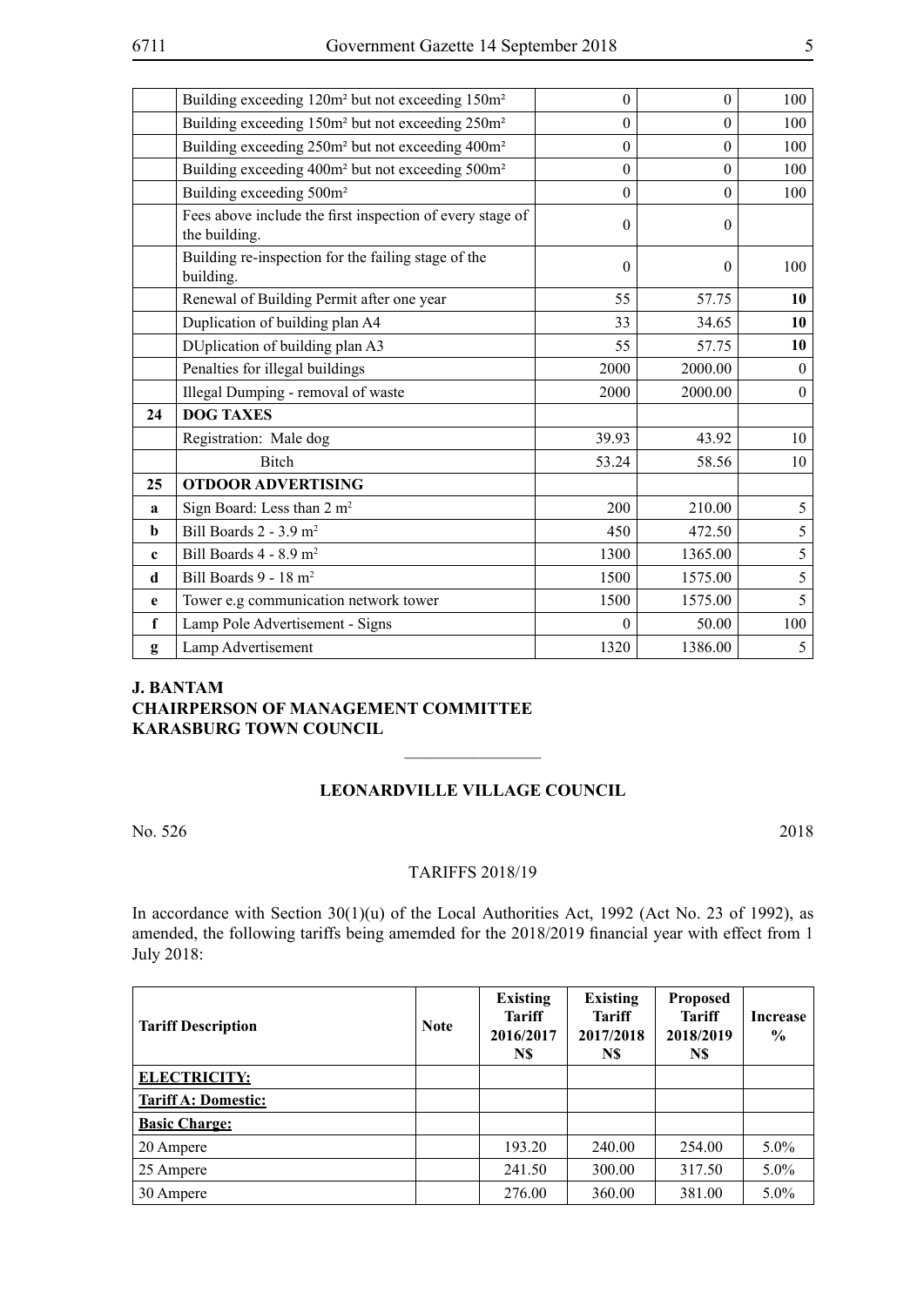| | | | | |
|---|---|---|---|---|
| | Building exceeding 120m² but not exceeding 150m² | 0 | 0 | 100 |
| | Building exceeding 150m² but not exceeding 250m² | 0 | 0 | 100 |
| | Building exceeding 250m² but not exceeding 400m² | 0 | 0 | 100 |
| | Building exceeding 400m² but not exceeding 500m² | 0 | 0 | 100 |
| | Building exceeding 500m² | 0 | 0 | 100 |
| | Fees above include the first inspection of every stage of the building. | 0 | 0 | |
| | Building re-inspection for the failing stage of the building. | 0 | 0 | 100 |
| | Renewal of Building Permit after one year | 55 | 57.75 | **10** |
| | Duplication of building plan A4 | 33 | 34.65 | **10** |
| | DUplication of building plan A3 | 55 | 57.75 | **10** |
| | Penalties for illegal buildings | 2000 | 2000.00 | 0 |
| | Illegal Dumping - removal of waste | 2000 | 2000.00 | 0 |
| **24** | **DOG TAXES** | | | |
| | Registration: Male dog | 39.93 | 43.92 | 10 |
| | Bitch | 53.24 | 58.56 | 10 |
| **25** | **OTDOOR ADVERTISING** | | | |
| **a** | Sign Board: Less than 2 m² | 200 | 210.00 | 5 |
| **b** | Bill Boards 2 - 3.9 m² | 450 | 472.50 | 5 |
| **c** | Bill Boards 4 - 8.9 m² | 1300 | 1365.00 | 5 |
| **d** | Bill Boards 9 - 18 m² | 1500 | 1575.00 | 5 |
| **e** | Tower e.g communication network tower | 1500 | 1575.00 | 5 |
| **f** | Lamp Pole Advertisement - Signs | 0 | 50.00 | 100 |
| **g** | Lamp Advertisement | 1320 | 1386.00 | 5 |

**J. BANTAM**
**CHAIRPERSON OF MANAGEMENT COMMITTEE**
**KARASBURG TOWN COUNCIL**

---

## LEONARDVILLE VILLAGE COUNCIL

No. 526 2018

TARIFFS 2018/19

In accordance with Section 30(1)(u) of the Local Authorities Act, 1992 (Act No. 23 of 1992), as amended, the following tariffs being amemded for the 2018/2019 financial year with effect from 1 July 2018:

| Tariff Description | Note | Existing Tariff 2016/2017 N$ | Existing Tariff 2017/2018 N$ | Proposed Tariff 2018/2019 N$ | Increase % |
|---|---|---|---|---|---|
| **ELECTRICITY:** | | | | | |
| **Tariff A: Domestic:** | | | | | |
| **Basic Charge:** | | | | | |
| 20 Ampere | | 193.20 | 240.00 | 254.00 | 5.0% |
| 25 Ampere | | 241.50 | 300.00 | 317.50 | 5.0% |
| 30 Ampere | | 276.00 | 360.00 | 381.00 | 5.0% |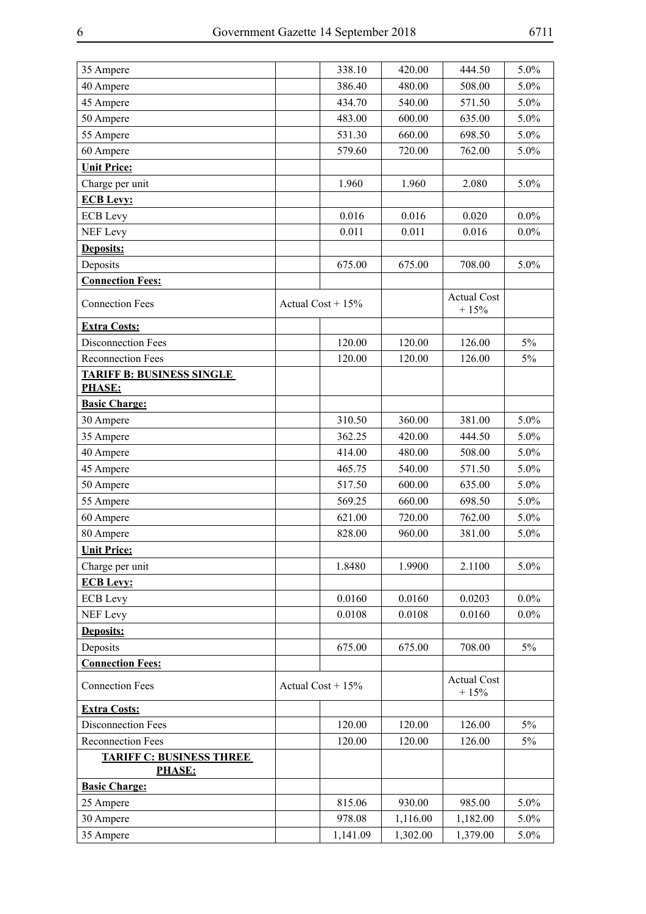| | | | | | |
|---|---|---|---|---|---|
| 35 Ampere | | 338.10 | 420.00 | 444.50 | 5.0% |
| 40 Ampere | | 386.40 | 480.00 | 508.00 | 5.0% |
| 45 Ampere | | 434.70 | 540.00 | 571.50 | 5.0% |
| 50 Ampere | | 483.00 | 600.00 | 635.00 | 5.0% |
| 55 Ampere | | 531.30 | 660.00 | 698.50 | 5.0% |
| 60 Ampere | | 579.60 | 720.00 | 762.00 | 5.0% |
| **Unit Price:** | | | | | |
| Charge per unit | | 1.960 | 1.960 | 2.080 | 5.0% |
| **ECB Levy:** | | | | | |
| ECB Levy | | 0.016 | 0.016 | 0.020 | 0.0% |
| NEF Levy | | 0.011 | 0.011 | 0.016 | 0.0% |
| **Deposits:** | | | | | |
| Deposits | | 675.00 | 675.00 | 708.00 | 5.0% |
| **Connection Fees:** | | | | | |
| Connection Fees | Actual Cost + 15% | | | Actual Cost + 15% | |
| **Extra Costs:** | | | | | |
| Disconnection Fees | | 120.00 | 120.00 | 126.00 | 5% |
| Reconnection Fees | | 120.00 | 120.00 | 126.00 | 5% |
| **TARIFF B: BUSINESS SINGLE PHASE:** | | | | | |
| **Basic Charge:** | | | | | |
| 30 Ampere | | 310.50 | 360.00 | 381.00 | 5.0% |
| 35 Ampere | | 362.25 | 420.00 | 444.50 | 5.0% |
| 40 Ampere | | 414.00 | 480.00 | 508.00 | 5.0% |
| 45 Ampere | | 465.75 | 540.00 | 571.50 | 5.0% |
| 50 Ampere | | 517.50 | 600.00 | 635.00 | 5.0% |
| 55 Ampere | | 569.25 | 660.00 | 698.50 | 5.0% |
| 60 Ampere | | 621.00 | 720.00 | 762.00 | 5.0% |
| 80 Ampere | | 828.00 | 960.00 | 381.00 | 5.0% |
| **Unit Price:** | | | | | |
| Charge per unit | | 1.8480 | 1.9900 | 2.1100 | 5.0% |
| **ECB Levy:** | | | | | |
| ECB Levy | | 0.0160 | 0.0160 | 0.0203 | 0.0% |
| NEF Levy | | 0.0108 | 0.0108 | 0.0160 | 0.0% |
| **Deposits:** | | | | | |
| Deposits | | 675.00 | 675.00 | 708.00 | 5% |
| **Connection Fees:** | | | | | |
| Connection Fees | Actual Cost + 15% | | | Actual Cost + 15% | |
| **Extra Costs:** | | | | | |
| Disconnection Fees | | 120.00 | 120.00 | 126.00 | 5% |
| Reconnection Fees | | 120.00 | 120.00 | 126.00 | 5% |
| **TARIFF C: BUSINESS THREE PHASE:** | | | | | |
| **Basic Charge:** | | | | | |
| 25 Ampere | | 815.06 | 930.00 | 985.00 | 5.0% |
| 30 Ampere | | 978.08 | 1,116.00 | 1,182.00 | 5.0% |
| 35 Ampere | | 1,141.09 | 1,302.00 | 1,379.00 | 5.0% |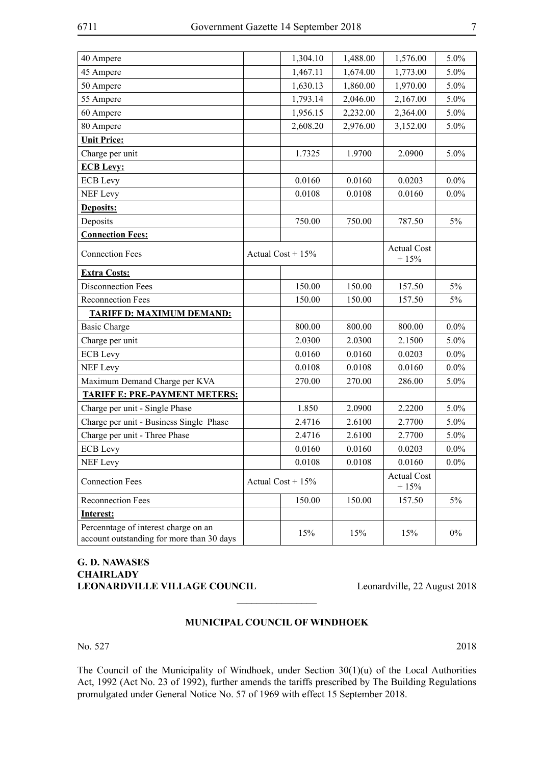| | | | | | |
|---|---|---|---|---|---|
| 40 Ampere | | 1,304.10 | 1,488.00 | 1,576.00 | 5.0% |
| 45 Ampere | | 1,467.11 | 1,674.00 | 1,773.00 | 5.0% |
| 50 Ampere | | 1,630.13 | 1,860.00 | 1,970.00 | 5.0% |
| 55 Ampere | | 1,793.14 | 2,046.00 | 2,167.00 | 5.0% |
| 60 Ampere | | 1,956.15 | 2,232.00 | 2,364.00 | 5.0% |
| 80 Ampere | | 2,608.20 | 2,976.00 | 3,152.00 | 5.0% |
| **Unit Price:** | | | | | |
| Charge per unit | | 1.7325 | 1.9700 | 2.0900 | 5.0% |
| **ECB Levy:** | | | | | |
| ECB Levy | | 0.0160 | 0.0160 | 0.0203 | 0.0% |
| NEF Levy | | 0.0108 | 0.0108 | 0.0160 | 0.0% |
| **Deposits:** | | | | | |
| Deposits | | 750.00 | 750.00 | 787.50 | 5% |
| **Connection Fees:** | | | | | |
| Connection Fees | Actual Cost + 15% | | | Actual Cost + 15% | |
| **Extra Costs:** | | | | | |
| Disconnection Fees | | 150.00 | 150.00 | 157.50 | 5% |
| Reconnection Fees | | 150.00 | 150.00 | 157.50 | 5% |
| **TARIFF D: MAXIMUM DEMAND:** | | | | | |
| Basic Charge | | 800.00 | 800.00 | 800.00 | 0.0% |
| Charge per unit | | 2.0300 | 2.0300 | 2.1500 | 5.0% |
| ECB Levy | | 0.0160 | 0.0160 | 0.0203 | 0.0% |
| NEF Levy | | 0.0108 | 0.0108 | 0.0160 | 0.0% |
| Maximum Demand Charge per KVA | | 270.00 | 270.00 | 286.00 | 5.0% |
| **TARIFF E: PRE-PAYMENT METERS:** | | | | | |
| Charge per unit - Single Phase | | 1.850 | 2.0900 | 2.2200 | 5.0% |
| Charge per unit - Business Single Phase | | 2.4716 | 2.6100 | 2.7700 | 5.0% |
| Charge per unit - Three Phase | | 2.4716 | 2.6100 | 2.7700 | 5.0% |
| ECB Levy | | 0.0160 | 0.0160 | 0.0203 | 0.0% |
| NEF Levy | | 0.0108 | 0.0108 | 0.0160 | 0.0% |
| Connection Fees | Actual Cost + 15% | | | Actual Cost + 15% | |
| Reconnection Fees | | 150.00 | 150.00 | 157.50 | 5% |
| **Interest:** | | | | | |
| Percenntage of interest charge on an account outstanding for more than 30 days | | 15% | 15% | 15% | 0% |

**G. D. NAWASES**
**CHAIRLADY**
**LEONARDVILLE VILLAGE COUNCIL** Leonardville, 22 August 2018

---

## MUNICIPAL COUNCIL OF WINDHOEK

No. 527 2018

The Council of the Municipality of Windhoek, under Section 30(1)(u) of the Local Authorities Act, 1992 (Act No. 23 of 1992), further amends the tariffs prescribed by The Building Regulations promulgated under General Notice No. 57 of 1969 with effect 15 September 2018.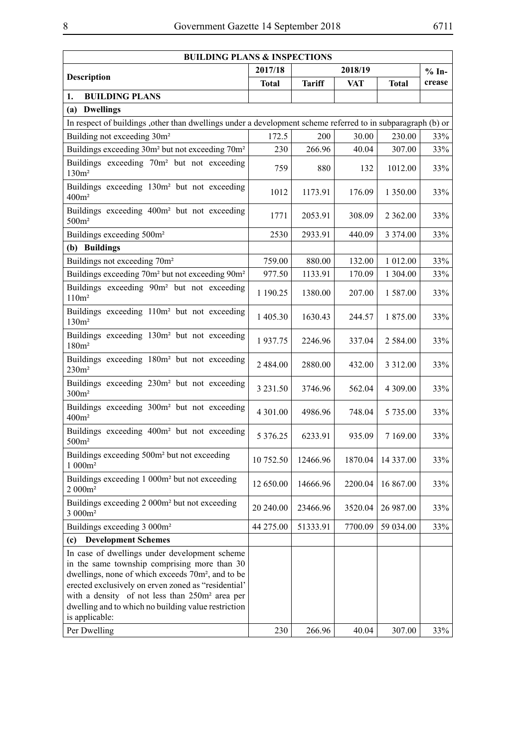| BUILDING PLANS & INSPECTIONS | | | | | |
|---|---|---|---|---|---|
| Description | 2017/18 | 2018/19 | | | % Increase |
| | Total | Tariff | VAT | Total | |
| **1. BUILDING PLANS** | | | | | |
| **(a) Dwellings** | | | | | |
| In respect of buildings ,other than dwellings under a development scheme referred to in subparagraph (b) or | | | | | |
| Building not exceeding 30m² | 172.5 | 200 | 30.00 | 230.00 | 33% |
| Buildings exceeding 30m² but not exceeding 70m² | 230 | 266.96 | 40.04 | 307.00 | 33% |
| Buildings exceeding 70m² but not exceeding 130m² | 759 | 880 | 132 | 1012.00 | 33% |
| Buildings exceeding 130m² but not exceeding 400m² | 1012 | 1173.91 | 176.09 | 1 350.00 | 33% |
| Buildings exceeding 400m² but not exceeding 500m² | 1771 | 2053.91 | 308.09 | 2 362.00 | 33% |
| Buildings exceeding 500m² | 2530 | 2933.91 | 440.09 | 3 374.00 | 33% |
| **(b) Buildings** | | | | | |
| Buildings not exceeding 70m² | 759.00 | 880.00 | 132.00 | 1 012.00 | 33% |
| Buildings exceeding 70m² but not exceeding 90m² | 977.50 | 1133.91 | 170.09 | 1 304.00 | 33% |
| Buildings exceeding 90m² but not exceeding 110m² | 1 190.25 | 1380.00 | 207.00 | 1 587.00 | 33% |
| Buildings exceeding 110m² but not exceeding 130m² | 1 405.30 | 1630.43 | 244.57 | 1 875.00 | 33% |
| Buildings exceeding 130m² but not exceeding 180m² | 1 937.75 | 2246.96 | 337.04 | 2 584.00 | 33% |
| Buildings exceeding 180m² but not exceeding 230m² | 2 484.00 | 2880.00 | 432.00 | 3 312.00 | 33% |
| Buildings exceeding 230m² but not exceeding 300m² | 3 231.50 | 3746.96 | 562.04 | 4 309.00 | 33% |
| Buildings exceeding 300m² but not exceeding 400m² | 4 301.00 | 4986.96 | 748.04 | 5 735.00 | 33% |
| Buildings exceeding 400m² but not exceeding 500m² | 5 376.25 | 6233.91 | 935.09 | 7 169.00 | 33% |
| Buildings exceeding 500m² but not exceeding 1 000m² | 10 752.50 | 12466.96 | 1870.04 | 14 337.00 | 33% |
| Buildings exceeding 1 000m² but not exceeding 2 000m² | 12 650.00 | 14666.96 | 2200.04 | 16 867.00 | 33% |
| Buildings exceeding 2 000m² but not exceeding 3 000m² | 20 240.00 | 23466.96 | 3520.04 | 26 987.00 | 33% |
| Buildings exceeding 3 000m² | 44 275.00 | 51333.91 | 7700.09 | 59 034.00 | 33% |
| **(c) Development Schemes** | | | | | |
| In case of dwellings under development scheme in the same township comprising more than 30 dwellings, none of which exceeds 70m², and to be erected exclusively on erven zoned as "residential' with a density of not less than 250m² area per dwelling and to which no building value restriction is applicable: | | | | | |
| Per Dwelling | 230 | 266.96 | 40.04 | 307.00 | 33% |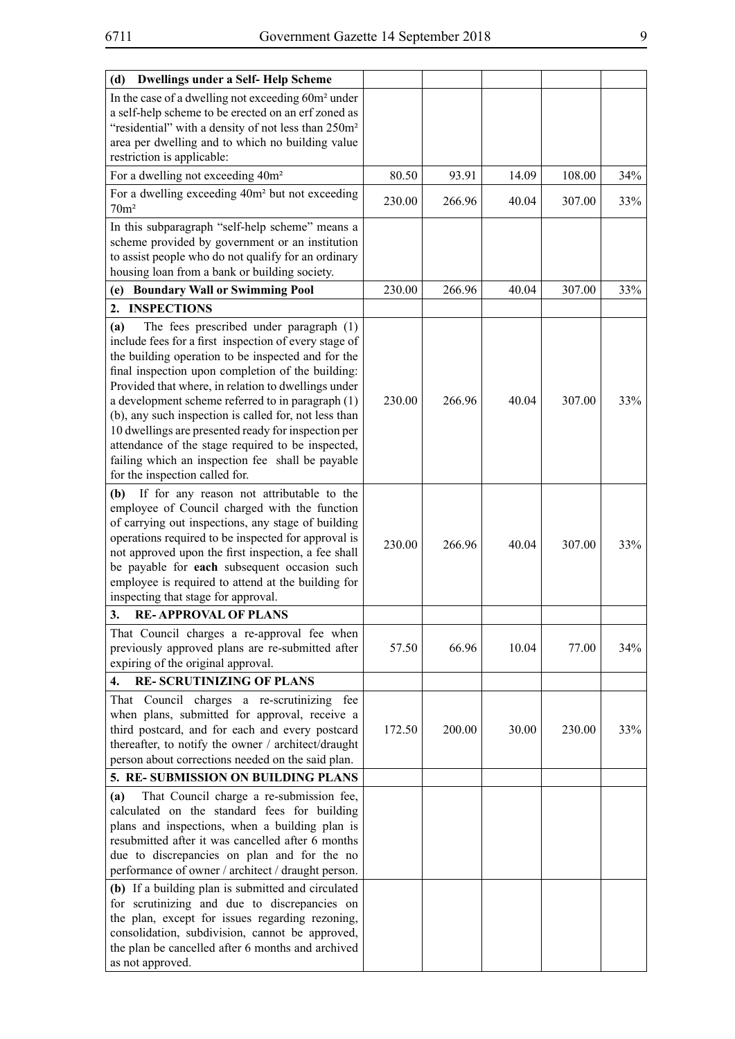| **(d) Dwellings under a Self- Help Scheme** | | | | | |
|---|---|---|---|---|---|
| In the case of a dwelling not exceeding 60m² under a self-help scheme to be erected on an erf zoned as "residential" with a density of not less than 250m² area per dwelling and to which no building value restriction is applicable: | | | | | |
| For a dwelling not exceeding 40m² | 80.50 | 93.91 | 14.09 | 108.00 | 34% |
| For a dwelling exceeding 40m² but not exceeding 70m² | 230.00 | 266.96 | 40.04 | 307.00 | 33% |
| In this subparagraph "self-help scheme" means a scheme provided by government or an institution to assist people who do not qualify for an ordinary housing loan from a bank or building society. | | | | | |
| **(e) Boundary Wall or Swimming Pool** | 230.00 | 266.96 | 40.04 | 307.00 | 33% |
| **2. INSPECTIONS** | | | | | |
| **(a)** The fees prescribed under paragraph (1) include fees for a first inspection of every stage of the building operation to be inspected and for the final inspection upon completion of the building: Provided that where, in relation to dwellings under a development scheme referred to in paragraph (1) (b), any such inspection is called for, not less than 10 dwellings are presented ready for inspection per attendance of the stage required to be inspected, failing which an inspection fee shall be payable for the inspection called for. | 230.00 | 266.96 | 40.04 | 307.00 | 33% |
| **(b)** If for any reason not attributable to the employee of Council charged with the function of carrying out inspections, any stage of building operations required to be inspected for approval is not approved upon the first inspection, a fee shall be payable for **each** subsequent occasion such employee is required to attend at the building for inspecting that stage for approval. | 230.00 | 266.96 | 40.04 | 307.00 | 33% |
| **3. RE- APPROVAL OF PLANS** | | | | | |
| That Council charges a re-approval fee when previously approved plans are re-submitted after expiring of the original approval. | 57.50 | 66.96 | 10.04 | 77.00 | 34% |
| **4. RE- SCRUTINIZING OF PLANS** | | | | | |
| That Council charges a re-scrutinizing fee when plans, submitted for approval, receive a third postcard, and for each and every postcard thereafter, to notify the owner / architect/draught person about corrections needed on the said plan. | 172.50 | 200.00 | 30.00 | 230.00 | 33% |
| **5. RE- SUBMISSION ON BUILDING PLANS** | | | | | |
| **(a)** That Council charge a re-submission fee, calculated on the standard fees for building plans and inspections, when a building plan is resubmitted after it was cancelled after 6 months due to discrepancies on plan and for the no performance of owner / architect / draught person. | | | | | |
| **(b)** If a building plan is submitted and circulated for scrutinizing and due to discrepancies on the plan, except for issues regarding rezoning, consolidation, subdivision, cannot be approved, the plan be cancelled after 6 months and archived as not approved. | | | | | |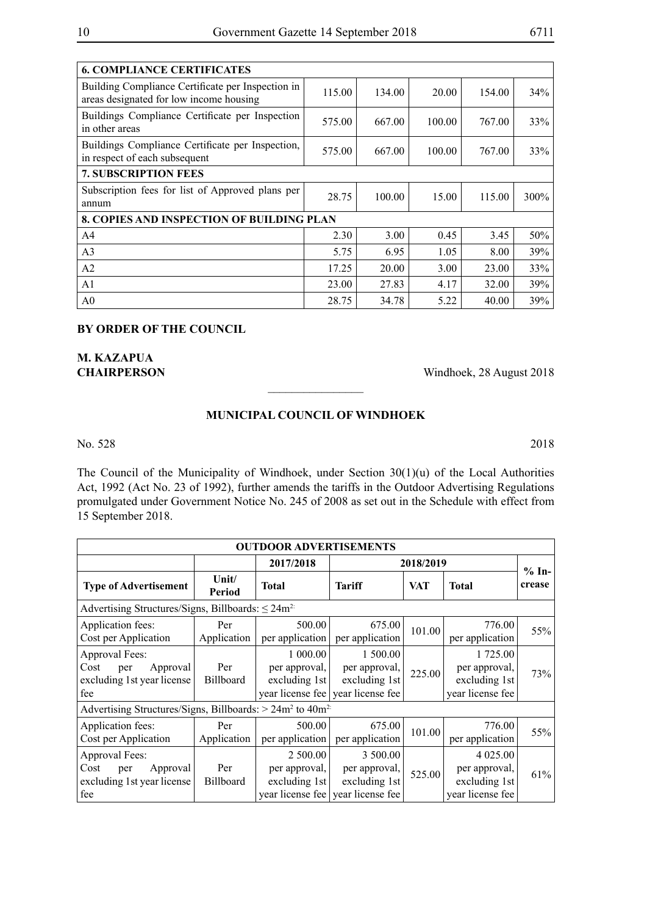| 6. COMPLIANCE CERTIFICATES | | | | | |
|---|---|---|---|---|---|
| Building Compliance Certificate per Inspection in areas designated for low income housing | 115.00 | 134.00 | 20.00 | 154.00 | 34% |
| Buildings Compliance Certificate per Inspection in other areas | 575.00 | 667.00 | 100.00 | 767.00 | 33% |
| Buildings Compliance Certificate per Inspection, in respect of each subsequent | 575.00 | 667.00 | 100.00 | 767.00 | 33% |
| **7. SUBSCRIPTION FEES** | | | | | |
| Subscription fees for list of Approved plans per annum | 28.75 | 100.00 | 15.00 | 115.00 | 300% |
| **8. COPIES AND INSPECTION OF BUILDING PLAN** | | | | | |
| A4 | 2.30 | 3.00 | 0.45 | 3.45 | 50% |
| A3 | 5.75 | 6.95 | 1.05 | 8.00 | 39% |
| A2 | 17.25 | 20.00 | 3.00 | 23.00 | 33% |
| A1 | 23.00 | 27.83 | 4.17 | 32.00 | 39% |
| A0 | 28.75 | 34.78 | 5.22 | 40.00 | 39% |

**BY ORDER OF THE COUNCIL**

**M. KAZAPUA**
**CHAIRPERSON**

Windhoek, 28 August 2018

---

## MUNICIPAL COUNCIL OF WINDHOEK

No. 528 2018

The Council of the Municipality of Windhoek, under Section 30(1)(u) of the Local Authorities Act, 1992 (Act No. 23 of 1992), further amends the tariffs in the Outdoor Advertising Regulations promulgated under Government Notice No. 245 of 2008 as set out in the Schedule with effect from 15 September 2018.

| OUTDOOR ADVERTISEMENTS | | | | | | |
|---|---|---|---|---|---|---|
| | | 2017/2018 | 2018/2019 | | | % Increase |
| Type of Advertisement | Unit/ Period | Total | Tariff | VAT | Total | |
| Advertising Structures/Signs, Billboards: ≤ 24m² | | | | | | |
| Application fees: Cost per Application | Per Application | 500.00 per application | 675.00 per application | 101.00 | 776.00 per application | 55% |
| Approval Fees: Cost per Approval excluding 1st year license fee | Per Billboard | 1 000.00 per approval, excluding 1st year license fee | 1 500.00 per approval, excluding 1st year license fee | 225.00 | 1 725.00 per approval, excluding 1st year license fee | 73% |
| Advertising Structures/Signs, Billboards: > 24m² to 40m² | | | | | | |
| Application fees: Cost per Application | Per Application | 500.00 per application | 675.00 per application | 101.00 | 776.00 per application | 55% |
| Approval Fees: Cost per Approval excluding 1st year license fee | Per Billboard | 2 500.00 per approval, excluding 1st year license fee | 3 500.00 per approval, excluding 1st year license fee | 525.00 | 4 025.00 per approval, excluding 1st year license fee | 61% |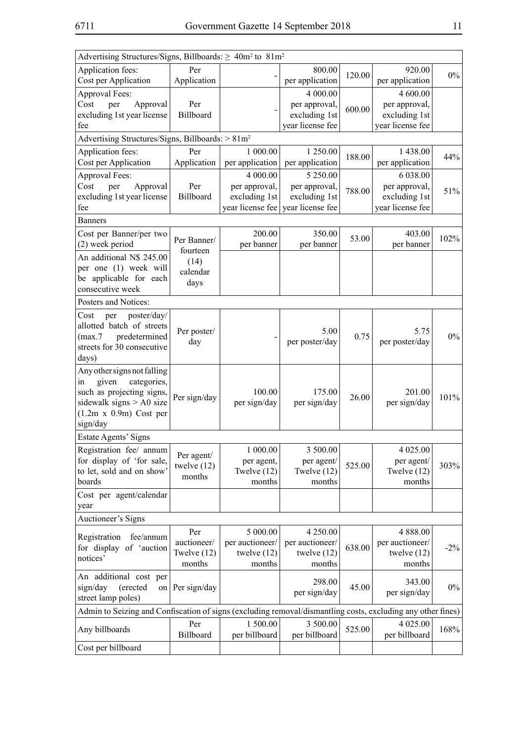| Advertising Structures/Signs, Billboards: ≥ $40m^2$ to $81m^2$ | | | | | | |
|---|---|---|---|---|---|---|
| Application fees: Cost per Application | Per Application | - | 800.00 per application | 120.00 | 920.00 per application | 0% |
| Approval Fees: Cost per Approval excluding 1st year license fee | Per Billboard | - | 4 000.00 per approval, excluding 1st year license fee | 600.00 | 4 600.00 per approval, excluding 1st year license fee | |
| Advertising Structures/Signs, Billboards: > $81m^2$ | | | | | | |
| Application fees: Cost per Application | Per Application | 1 000.00 per application | 1 250.00 per application | 188.00 | 1 438.00 per application | 44% |
| Approval Fees: Cost per Approval excluding 1st year license fee | Per Billboard | 4 000.00 per approval, excluding 1st year license fee | 5 250.00 per approval, excluding 1st year license fee | 788.00 | 6 038.00 per approval, excluding 1st year license fee | 51% |
| Banners | | | | | | |
| Cost per Banner/per two (2) week period | Per Banner/ fourteen (14) calendar days | 200.00 per banner | 350.00 per banner | 53.00 | 403.00 per banner | 102% |
| An additional N$ 245.00 per one (1) week will be applicable for each consecutive week | | | | | | |
| Posters and Notices: | | | | | | |
| Cost per poster/day/ allotted batch of streets (max.7 predetermined streets for 30 consecutive days) | Per poster/ day | - | 5.00 per poster/day | 0.75 | 5.75 per poster/day | 0% |
| Any other signs not falling in given categories, such as projecting signs, sidewalk signs > A0 size (1.2m x 0.9m) Cost per sign/day | Per sign/day | 100.00 per sign/day | 175.00 per sign/day | 26.00 | 201.00 per sign/day | 101% |
| Estate Agents' Signs | | | | | | |
| Registration fee/ annum for display of 'for sale, to let, sold and on show' boards | Per agent/ twelve (12) months | 1 000.00 per agent, Twelve (12) months | 3 500.00 per agent/ Twelve (12) months | 525.00 | 4 025.00 per agent/ Twelve (12) months | 303% |
| Cost per agent/calendar year | | | | | | |
| Auctioneer's Signs | | | | | | |
| Registration fee/annum for display of 'auction notices' | Per auctioneer/ Twelve (12) months | 5 000.00 per auctioneer/ twelve (12) months | 4 250.00 per auctioneer/ twelve (12) months | 638.00 | 4 888.00 per auctioneer/ twelve (12) months | -2% |
| An additional cost per sign/day (erected on street lamp poles) | Per sign/day | | 298.00 per sign/day | 45.00 | 343.00 per sign/day | 0% |
| Admin to Seizing and Confiscation of signs (excluding removal/dismantling costs, excluding any other fines) | | | | | | |
| Any billboards | Per Billboard | 1 500.00 per billboard | 3 500.00 per billboard | 525.00 | 4 025.00 per billboard | 168% |
| Cost per billboard | | | | | | |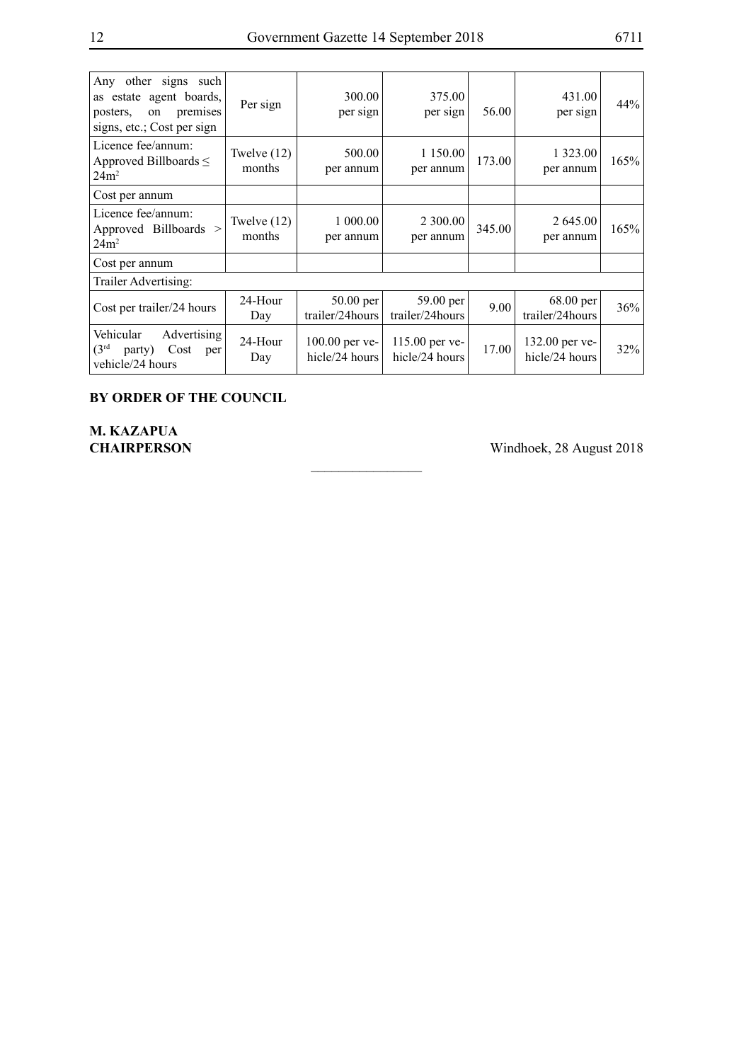| | | | | | | |
|---|---|---|---|---|---|---|
| Any other signs such as estate agent boards, posters, on premises signs, etc.; Cost per sign | Per sign | 300.00 per sign | 375.00 per sign | 56.00 | 431.00 per sign | 44% |
| Licence fee/annum: Approved Billboards ≤ $24m^2$ | Twelve (12) months | 500.00 per annum | 1 150.00 per annum | 173.00 | 1 323.00 per annum | 165% |
| Cost per annum | | | | | | |
| Licence fee/annum: Approved Billboards > $24m^2$ | Twelve (12) months | 1 000.00 per annum | 2 300.00 per annum | 345.00 | 2 645.00 per annum | 165% |
| Cost per annum | | | | | | |
| Trailer Advertising: | | | | | | |
| Cost per trailer/24 hours | 24-Hour Day | 50.00 per trailer/24hours | 59.00 per trailer/24hours | 9.00 | 68.00 per trailer/24hours | 36% |
| Vehicular Advertising (3rd party) Cost per vehicle/24 hours | 24-Hour Day | 100.00 per vehicle/24 hours | 115.00 per vehicle/24 hours | 17.00 | 132.00 per vehicle/24 hours | 32% |

**BY ORDER OF THE COUNCIL**

**M. KAZAPUA**
**CHAIRPERSON**

Windhoek, 28 August 2018